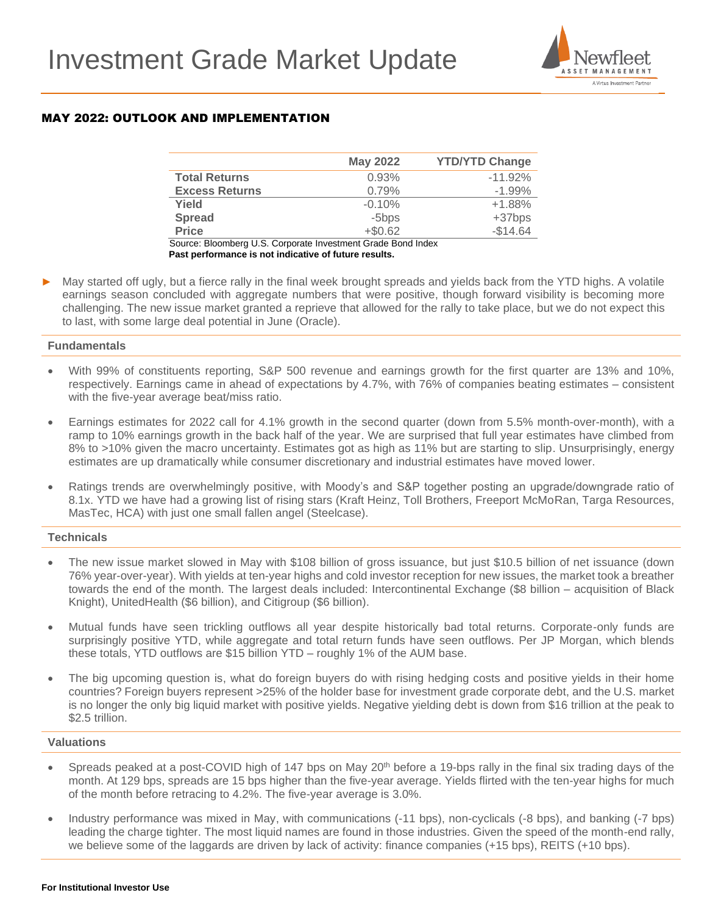# Investment Grade Market Update

## MAY 2022: OUTLOOK AND IMPLEMENTATION

| | May 2022 | YTD/YTD Change |
|---|---|---|
| **Total Returns** | 0.93% | -11.92% |
| **Excess Returns** | 0.79% | -1.99% |
| **Yield** | -0.10% | +1.88% |
| **Spread** | -5bps | +37bps |
| **Price** | +$0.62 | -$14.64 |

Source: Bloomberg U.S. Corporate Investment Grade Bond Index
**Past performance is not indicative of future results.**

- May started off ugly, but a fierce rally in the final week brought spreads and yields back from the YTD highs. A volatile earnings season concluded with aggregate numbers that were positive, though forward visibility is becoming more challenging. The new issue market granted a reprieve that allowed for the rally to take place, but we do not expect this to last, with some large deal potential in June (Oracle).

### Fundamentals

- With 99% of constituents reporting, S&P 500 revenue and earnings growth for the first quarter are 13% and 10%, respectively. Earnings came in ahead of expectations by 4.7%, with 76% of companies beating estimates – consistent with the five-year average beat/miss ratio.
- Earnings estimates for 2022 call for 4.1% growth in the second quarter (down from 5.5% month-over-month), with a ramp to 10% earnings growth in the back half of the year. We are surprised that full year estimates have climbed from 8% to >10% given the macro uncertainty. Estimates got as high as 11% but are starting to slip. Unsurprisingly, energy estimates are up dramatically while consumer discretionary and industrial estimates have moved lower.
- Ratings trends are overwhelmingly positive, with Moody's and S&P together posting an upgrade/downgrade ratio of 8.1x. YTD we have had a growing list of rising stars (Kraft Heinz, Toll Brothers, Freeport McMoRan, Targa Resources, MasTec, HCA) with just one small fallen angel (Steelcase).

### Technicals

- The new issue market slowed in May with $108 billion of gross issuance, but just $10.5 billion of net issuance (down 76% year-over-year). With yields at ten-year highs and cold investor reception for new issues, the market took a breather towards the end of the month. The largest deals included: Intercontinental Exchange ($8 billion – acquisition of Black Knight), UnitedHealth ($6 billion), and Citigroup ($6 billion).
- Mutual funds have seen trickling outflows all year despite historically bad total returns. Corporate-only funds are surprisingly positive YTD, while aggregate and total return funds have seen outflows. Per JP Morgan, which blends these totals, YTD outflows are $15 billion YTD – roughly 1% of the AUM base.
- The big upcoming question is, what do foreign buyers do with rising hedging costs and positive yields in their home countries? Foreign buyers represent >25% of the holder base for investment grade corporate debt, and the U.S. market is no longer the only big liquid market with positive yields. Negative yielding debt is down from $16 trillion at the peak to $2.5 trillion.

### Valuations

- Spreads peaked at a post-COVID high of 147 bps on May 20th before a 19-bps rally in the final six trading days of the month. At 129 bps, spreads are 15 bps higher than the five-year average. Yields flirted with the ten-year highs for much of the month before retracing to 4.2%. The five-year average is 3.0%.
- Industry performance was mixed in May, with communications (-11 bps), non-cyclicals (-8 bps), and banking (-7 bps) leading the charge tighter. The most liquid names are found in those industries. Given the speed of the month-end rally, we believe some of the laggards are driven by lack of activity: finance companies (+15 bps), REITS (+10 bps).

**For Institutional Investor Use**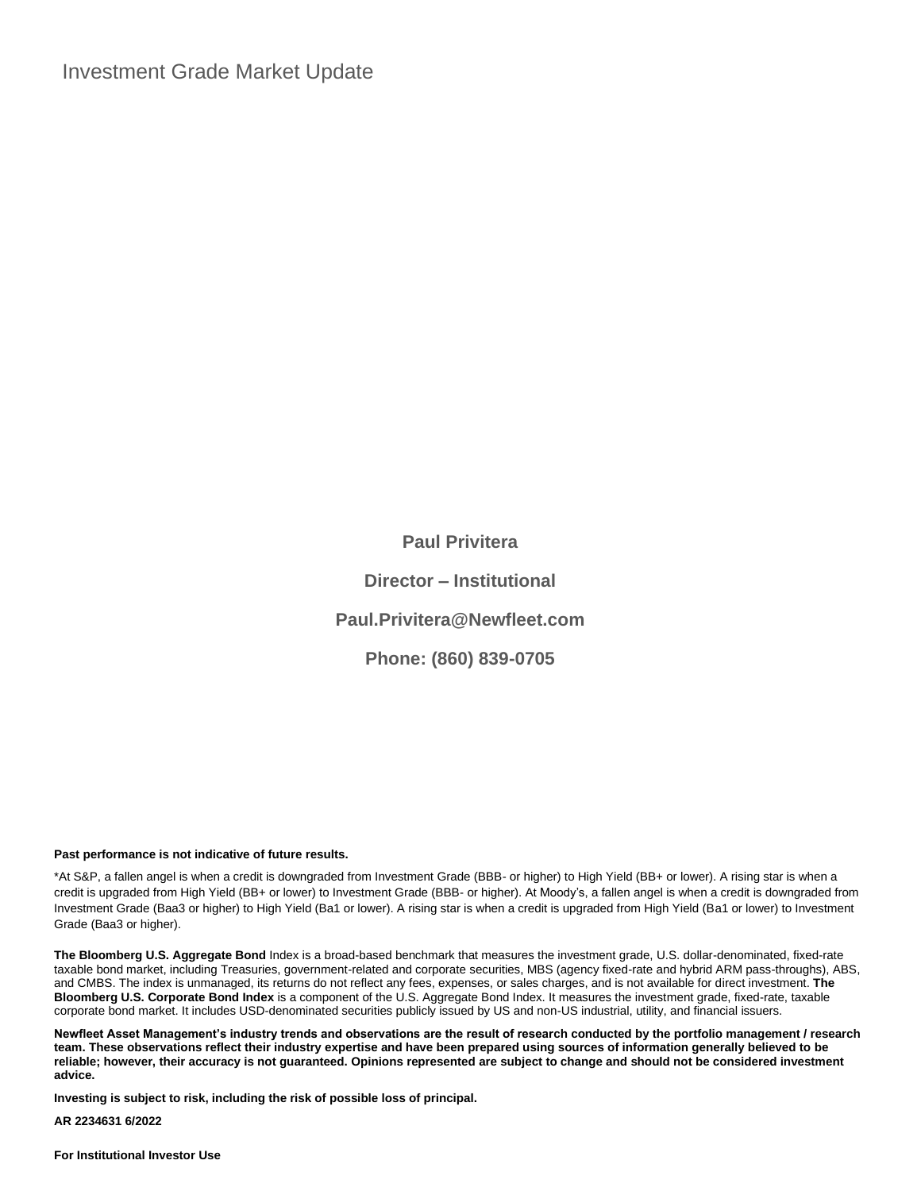Investment Grade Market Update

**Paul Privitera**

**Director – Institutional**

**Paul.Privitera@Newfleet.com**

**Phone: (860) 839-0705**

**Past performance is not indicative of future results.**

*At S&P, a fallen angel is when a credit is downgraded from Investment Grade (BBB- or higher) to High Yield (BB+ or lower). A rising star is when a credit is upgraded from High Yield (BB+ or lower) to Investment Grade (BBB- or higher). At Moody's, a fallen angel is when a credit is downgraded from Investment Grade (Baa3 or higher) to High Yield (Ba1 or lower). A rising star is when a credit is upgraded from High Yield (Ba1 or lower) to Investment Grade (Baa3 or higher).

**The Bloomberg U.S. Aggregate Bond** Index is a broad-based benchmark that measures the investment grade, U.S. dollar-denominated, fixed-rate taxable bond market, including Treasuries, government-related and corporate securities, MBS (agency fixed-rate and hybrid ARM pass-throughs), ABS, and CMBS. The index is unmanaged, its returns do not reflect any fees, expenses, or sales charges, and is not available for direct investment. **The Bloomberg U.S. Corporate Bond Index** is a component of the U.S. Aggregate Bond Index. It measures the investment grade, fixed-rate, taxable corporate bond market. It includes USD-denominated securities publicly issued by US and non-US industrial, utility, and financial issuers.

**Newfleet Asset Management's industry trends and observations are the result of research conducted by the portfolio management / research team. These observations reflect their industry expertise and have been prepared using sources of information generally believed to be reliable; however, their accuracy is not guaranteed. Opinions represented are subject to change and should not be considered investment advice.**

**Investing is subject to risk, including the risk of possible loss of principal.**

**AR 2234631 6/2022**

**For Institutional Investor Use**